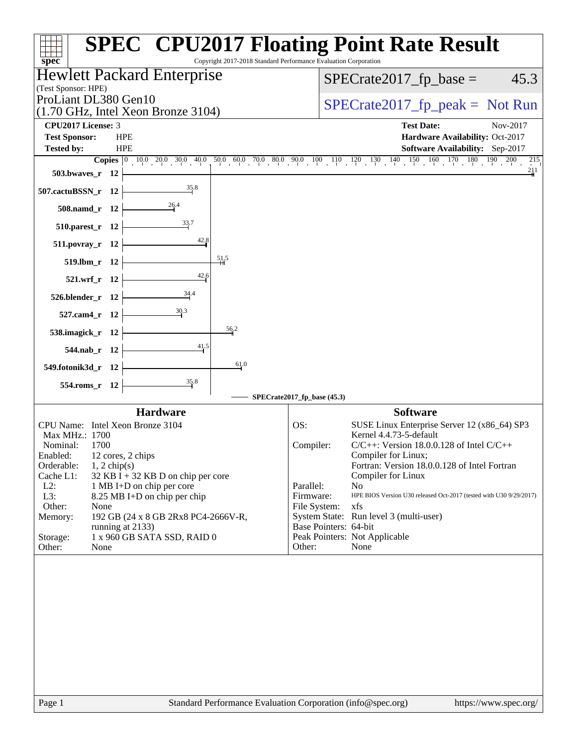# SPEC® CPU2017 Floating Point Rate Result

Copyright 2017-2018 Standard Performance Evaluation Corporation

**Hewlett Packard Enterprise**
(Test Sponsor: HPE)

ProLiant DL380 Gen10
(1.70 GHz, Intel Xeon Bronze 3104)

SPECrate2017_fp_base = 45.3

SPECrate2017_fp_peak = Not Run

| | | | |
|---|---|---|---|
| **CPU2017 License:** | 3 | **Test Date:** | Nov-2017 |
| **Test Sponsor:** | HPE | **Hardware Availability:** | Oct-2017 |
| **Tested by:** | HPE | **Software Availability:** | Sep-2017 |

| Benchmark | Copies | Base Ratio |
|---|---|---|
| 503.bwaves_r | 12 | 211 |
| 507.cactuBSSN_r | 12 | 35.8 |
| 508.namd_r | 12 | 26.4 |
| 510.parest_r | 12 | 33.7 |
| 511.povray_r | 12 | 42.8 |
| 519.lbm_r | 12 | 51.5 |
| 521.wrf_r | 12 | 42.6 |
| 526.blender_r | 12 | 34.4 |
| 527.cam4_r | 12 | 30.3 |
| 538.imagick_r | 12 | 56.2 |
| 544.nab_r | 12 | 41.5 |
| 549.fotonik3d_r | 12 | 61.0 |
| 554.roms_r | 12 | 35.8 |

SPECrate2017_fp_base (45.3)

## Hardware

| | |
|---|---|
| CPU Name: | Intel Xeon Bronze 3104 |
| Max MHz.: | 1700 |
| Nominal: | 1700 |
| Enabled: | 12 cores, 2 chips |
| Orderable: | 1, 2 chip(s) |
| Cache L1: | 32 KB I + 32 KB D on chip per core |
| L2: | 1 MB I+D on chip per core |
| L3: | 8.25 MB I+D on chip per chip |
| Other: | None |
| Memory: | 192 GB (24 x 8 GB 2Rx8 PC4-2666V-R, running at 2133) |
| Storage: | 1 x 960 GB SATA SSD, RAID 0 |
| Other: | None |

## Software

| | |
|---|---|
| OS: | SUSE Linux Enterprise Server 12 (x86_64) SP3 Kernel 4.4.73-5-default |
| Compiler: | C/C++: Version 18.0.0.128 of Intel C/C++ Compiler for Linux; Fortran: Version 18.0.0.128 of Intel Fortran Compiler for Linux |
| Parallel: | No |
| Firmware: | HPE BIOS Version U30 released Oct-2017 (tested with U30 9/29/2017) |
| File System: | xfs |
| System State: | Run level 3 (multi-user) |
| Base Pointers: | 64-bit |
| Peak Pointers: | Not Applicable |
| Other: | None |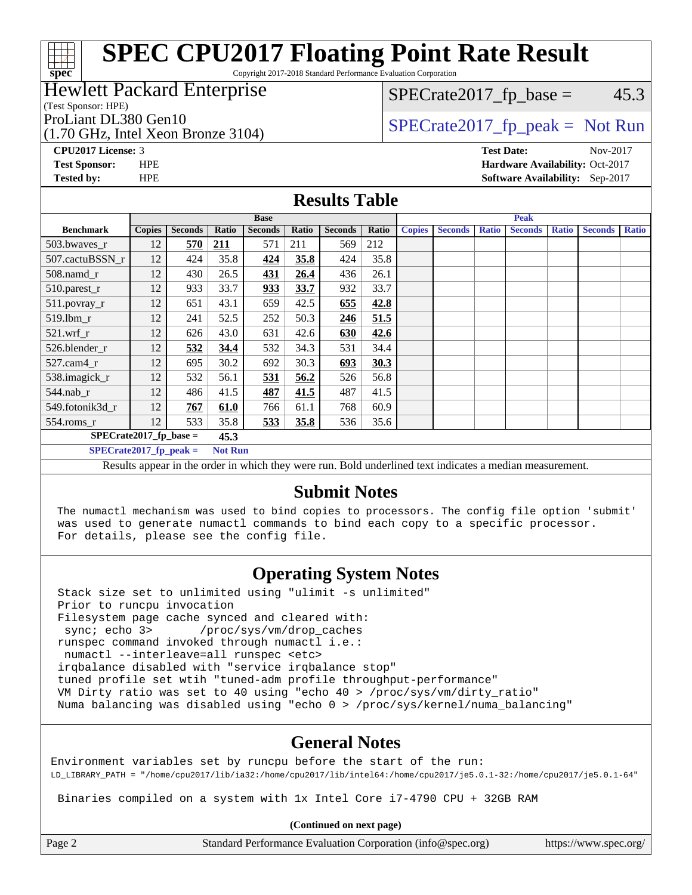# SPEC CPU2017 Floating Point Rate Result

Copyright 2017-2018 Standard Performance Evaluation Corporation

## Hewlett Packard Enterprise

(Test Sponsor: HPE)

ProLiant DL380 Gen10
(1.70 GHz, Intel Xeon Bronze 3104)

SPECrate2017_fp_base = 45.3

SPECrate2017_fp_peak = Not Run

**CPU2017 License:** 3
**Test Sponsor:** HPE
**Tested by:** HPE

**Test Date:** Nov-2017
**Hardware Availability:** Oct-2017
**Software Availability:** Sep-2017

## Results Table

| Benchmark | Base | | | | | | | Peak | | | | | | |
|---|---|---|---|---|---|---|---|---|---|---|---|---|---|---|
| | Copies | Seconds | Ratio | Seconds | Ratio | Seconds | Ratio | Copies | Seconds | Ratio | Seconds | Ratio | Seconds | Ratio |
| 503.bwaves_r | 12 | **570** | **211** | 571 | 211 | 569 | 212 | | | | | | | |
| 507.cactuBSSN_r | 12 | 424 | 35.8 | **424** | **35.8** | 424 | 35.8 | | | | | | | |
| 508.namd_r | 12 | 430 | 26.5 | **431** | **26.4** | 436 | 26.1 | | | | | | | |
| 510.parest_r | 12 | 933 | 33.7 | **933** | **33.7** | 932 | 33.7 | | | | | | | |
| 511.povray_r | 12 | 651 | 43.1 | 659 | 42.5 | **655** | **42.8** | | | | | | | |
| 519.lbm_r | 12 | 241 | 52.5 | 252 | 50.3 | **246** | **51.5** | | | | | | | |
| 521.wrf_r | 12 | 626 | 43.0 | 631 | 42.6 | **630** | **42.6** | | | | | | | |
| 526.blender_r | 12 | **532** | **34.4** | 532 | 34.3 | 531 | 34.4 | | | | | | | |
| 527.cam4_r | 12 | 695 | 30.2 | 692 | 30.3 | **693** | **30.3** | | | | | | | |
| 538.imagick_r | 12 | 532 | 56.1 | **531** | **56.2** | 526 | 56.8 | | | | | | | |
| 544.nab_r | 12 | 486 | 41.5 | **487** | **41.5** | 487 | 41.5 | | | | | | | |
| 549.fotonik3d_r | 12 | **767** | **61.0** | 766 | 61.1 | 768 | 60.9 | | | | | | | |
| 554.roms_r | 12 | 533 | 35.8 | **533** | **35.8** | 536 | 35.6 | | | | | | | |

**SPECrate2017_fp_base = 45.3**

**SPECrate2017_fp_peak = Not Run**

Results appear in the order in which they were run. Bold underlined text indicates a median measurement.

## Submit Notes

```
The numactl mechanism was used to bind copies to processors. The config file option 'submit'
was used to generate numactl commands to bind each copy to a specific processor.
For details, please see the config file.
```

## Operating System Notes

```
Stack size set to unlimited using "ulimit -s unlimited"
Prior to runcpu invocation
Filesystem page cache synced and cleared with:
 sync; echo 3>       /proc/sys/vm/drop_caches
runspec command invoked through numactl i.e.:
 numactl --interleave=all runspec <etc>
irqbalance disabled with "service irqbalance stop"
tuned profile set wtih "tuned-adm profile throughput-performance"
VM Dirty ratio was set to 40 using "echo 40 > /proc/sys/vm/dirty_ratio"
Numa balancing was disabled using "echo 0 > /proc/sys/kernel/numa_balancing"
```

## General Notes

```
Environment variables set by runcpu before the start of the run:
LD_LIBRARY_PATH = "/home/cpu2017/lib/ia32:/home/cpu2017/lib/intel64:/home/cpu2017/je5.0.1-32:/home/cpu2017/je5.0.1-64"

 Binaries compiled on a system with 1x Intel Core i7-4790 CPU + 32GB RAM
```

**(Continued on next page)**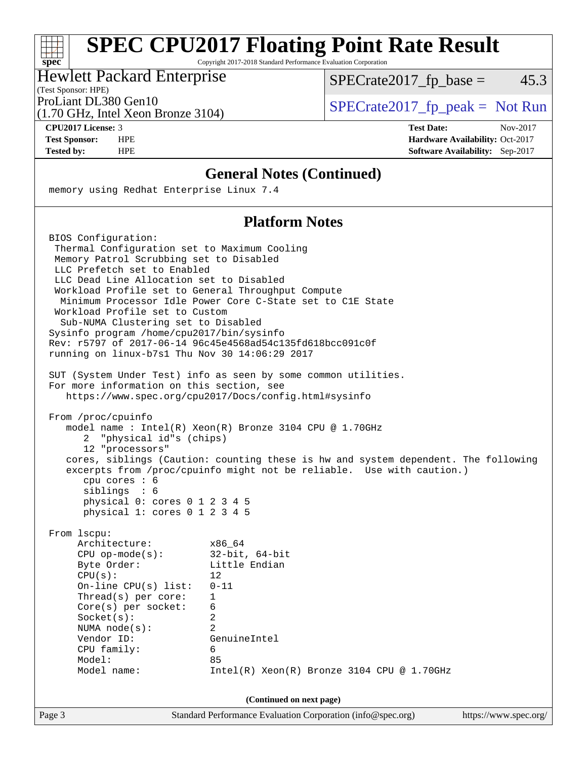## General Notes (Continued)

```
memory using Redhat Enterprise Linux 7.4
```

## Platform Notes

```
BIOS Configuration:
 Thermal Configuration set to Maximum Cooling
 Memory Patrol Scrubbing set to Disabled
 LLC Prefetch set to Enabled
 LLC Dead Line Allocation set to Disabled
 Workload Profile set to General Throughput Compute
  Minimum Processor Idle Power Core C-State set to C1E State
 Workload Profile set to Custom
  Sub-NUMA Clustering set to Disabled
Sysinfo program /home/cpu2017/bin/sysinfo
Rev: r5797 of 2017-06-14 96c45e4568ad54c135fd618bcc091c0f
running on linux-b7s1 Thu Nov 30 14:06:29 2017

SUT (System Under Test) info as seen by some common utilities.
For more information on this section, see
   https://www.spec.org/cpu2017/Docs/config.html#sysinfo

From /proc/cpuinfo
   model name : Intel(R) Xeon(R) Bronze 3104 CPU @ 1.70GHz
      2  "physical id"s (chips)
      12 "processors"
   cores, siblings (Caution: counting these is hw and system dependent. The following
   excerpts from /proc/cpuinfo might not be reliable.  Use with caution.)
      cpu cores : 6
      siblings  : 6
      physical 0: cores 0 1 2 3 4 5
      physical 1: cores 0 1 2 3 4 5

From lscpu:
     Architecture:          x86_64
     CPU op-mode(s):        32-bit, 64-bit
     Byte Order:            Little Endian
     CPU(s):                12
     On-line CPU(s) list:   0-11
     Thread(s) per core:    1
     Core(s) per socket:    6
     Socket(s):             2
     NUMA node(s):          2
     Vendor ID:             GenuineIntel
     CPU family:            6
     Model:                 85
     Model name:            Intel(R) Xeon(R) Bronze 3104 CPU @ 1.70GHz
```

**(Continued on next page)**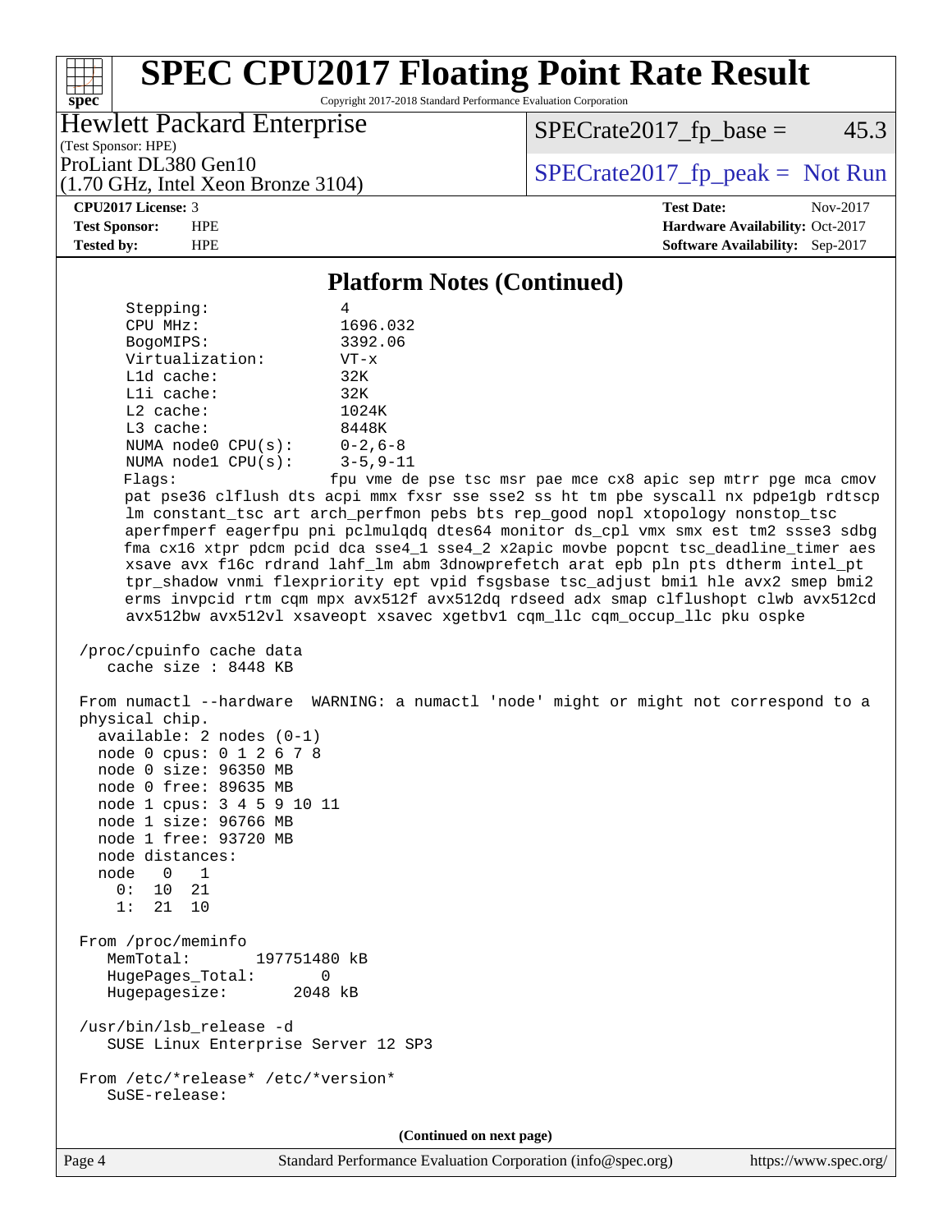# SPEC CPU2017 Floating Point Rate Result

Copyright 2017-2018 Standard Performance Evaluation Corporation

**Hewlett Packard Enterprise**
(Test Sponsor: HPE)
ProLiant DL380 Gen10
(1.70 GHz, Intel Xeon Bronze 3104)

SPECrate2017_fp_base = 45.3

SPECrate2017_fp_peak = Not Run

**CPU2017 License:** 3
**Test Sponsor:** HPE
**Tested by:** HPE

**Test Date:** Nov-2017
**Hardware Availability:** Oct-2017
**Software Availability:** Sep-2017

## Platform Notes (Continued)

```
      Stepping:              4
      CPU MHz:               1696.032
      BogoMIPS:              3392.06
      Virtualization:        VT-x
      L1d cache:             32K
      L1i cache:             32K
      L2 cache:              1024K
      L3 cache:              8448K
      NUMA node0 CPU(s):     0-2,6-8
      NUMA node1 CPU(s):     3-5,9-11
      Flags:                 fpu vme de pse tsc msr pae mce cx8 apic sep mtrr pge mca cmov
      pat pse36 clflush dts acpi mmx fxsr sse sse2 ss ht tm pbe syscall nx pdpe1gb rdtscp
      lm constant_tsc art arch_perfmon pebs bts rep_good nopl xtopology nonstop_tsc
      aperfmperf eagerfpu pni pclmulqdq dtes64 monitor ds_cpl vmx smx est tm2 ssse3 sdbg
      fma cx16 xtpr pdcm pcid dca sse4_1 sse4_2 x2apic movbe popcnt tsc_deadline_timer aes
      xsave avx f16c rdrand lahf_lm abm 3dnowprefetch arat epb pln pts dtherm intel_pt
      tpr_shadow vnmi flexpriority ept vpid fsgsbase tsc_adjust bmi1 hle avx2 smep bmi2
      erms invpcid rtm cqm mpx avx512f avx512dq rdseed adx smap clflushopt clwb avx512cd
      avx512bw avx512vl xsaveopt xsavec xgetbv1 cqm_llc cqm_occup_llc pku ospke

  /proc/cpuinfo cache data
     cache size : 8448 KB

  From numactl --hardware  WARNING: a numactl 'node' might or might not correspond to a
  physical chip.
    available: 2 nodes (0-1)
    node 0 cpus: 0 1 2 6 7 8
    node 0 size: 96350 MB
    node 0 free: 89635 MB
    node 1 cpus: 3 4 5 9 10 11
    node 1 size: 96766 MB
    node 1 free: 93720 MB
    node distances:
    node   0   1
      0:  10  21
      1:  21  10

  From /proc/meminfo
     MemTotal:       197751480 kB
     HugePages_Total:       0
     Hugepagesize:       2048 kB

  /usr/bin/lsb_release -d
     SUSE Linux Enterprise Server 12 SP3

  From /etc/*release* /etc/*version*
     SuSE-release:
```

(Continued on next page)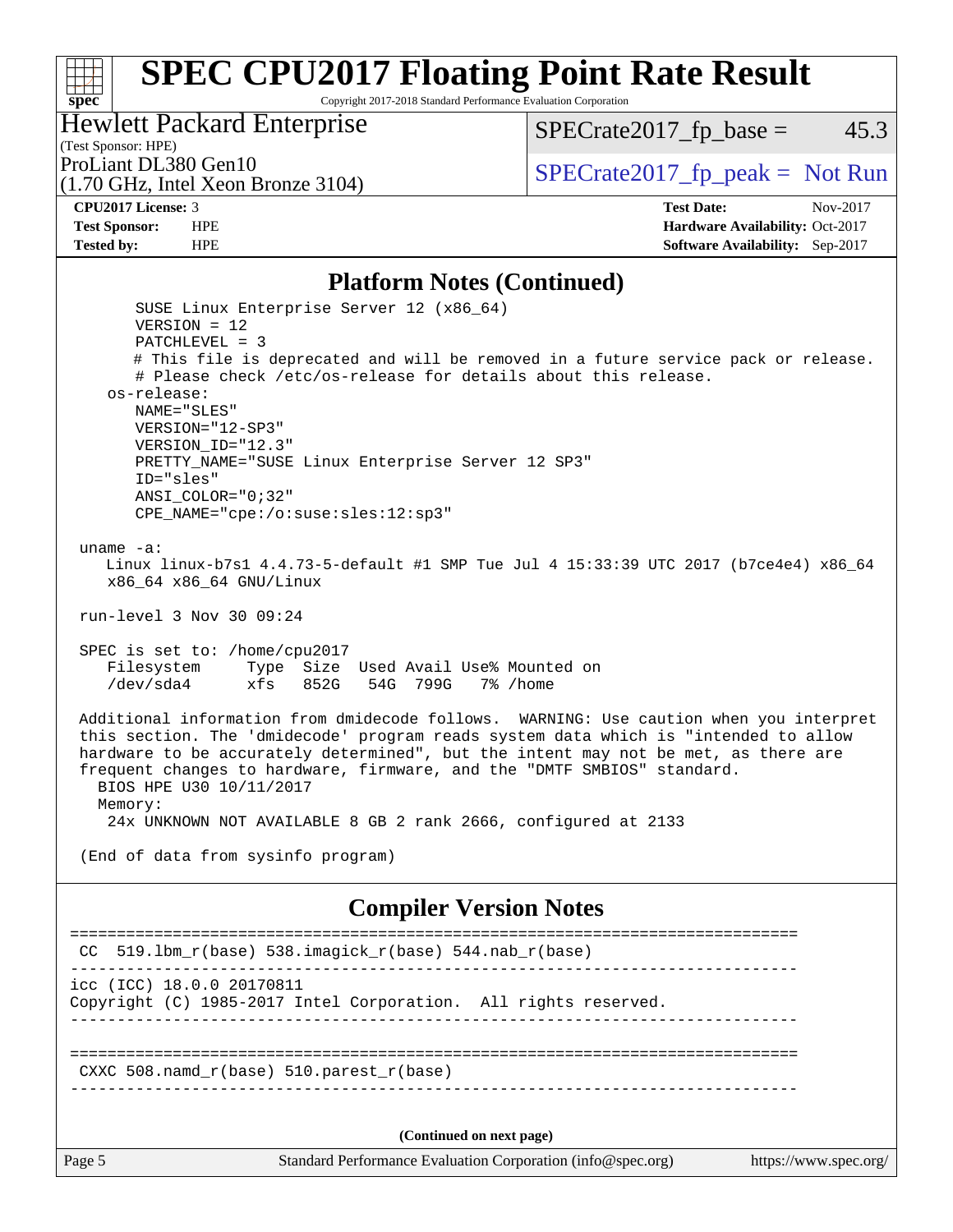## Platform Notes (Continued)

```
      SUSE Linux Enterprise Server 12 (x86_64)
      VERSION = 12
      PATCHLEVEL = 3
      # This file is deprecated and will be removed in a future service pack or release.
      # Please check /etc/os-release for details about this release.
    os-release:
      NAME="SLES"
      VERSION="12-SP3"
      VERSION_ID="12.3"
      PRETTY_NAME="SUSE Linux Enterprise Server 12 SP3"
      ID="sles"
      ANSI_COLOR="0;32"
      CPE_NAME="cpe:/o:suse:sles:12:sp3"

 uname -a:
    Linux linux-b7s1 4.4.73-5-default #1 SMP Tue Jul 4 15:33:39 UTC 2017 (b7ce4e4) x86_64
    x86_64 x86_64 GNU/Linux

 run-level 3 Nov 30 09:24

 SPEC is set to: /home/cpu2017
    Filesystem     Type  Size  Used Avail Use% Mounted on
    /dev/sda4      xfs   852G   54G  799G   7% /home

 Additional information from dmidecode follows.  WARNING: Use caution when you interpret
 this section. The 'dmidecode' program reads system data which is "intended to allow
 hardware to be accurately determined", but the intent may not be met, as there are
 frequent changes to hardware, firmware, and the "DMTF SMBIOS" standard.
   BIOS HPE U30 10/11/2017
   Memory:
    24x UNKNOWN NOT AVAILABLE 8 GB 2 rank 2666, configured at 2133

 (End of data from sysinfo program)
```

## Compiler Version Notes

```
==============================================================================
 CC  519.lbm_r(base) 538.imagick_r(base) 544.nab_r(base)
------------------------------------------------------------------------------
icc (ICC) 18.0.0 20170811
Copyright (C) 1985-2017 Intel Corporation.  All rights reserved.
------------------------------------------------------------------------------

==============================================================================
 CXXC 508.namd_r(base) 510.parest_r(base)
------------------------------------------------------------------------------
```

(Continued on next page)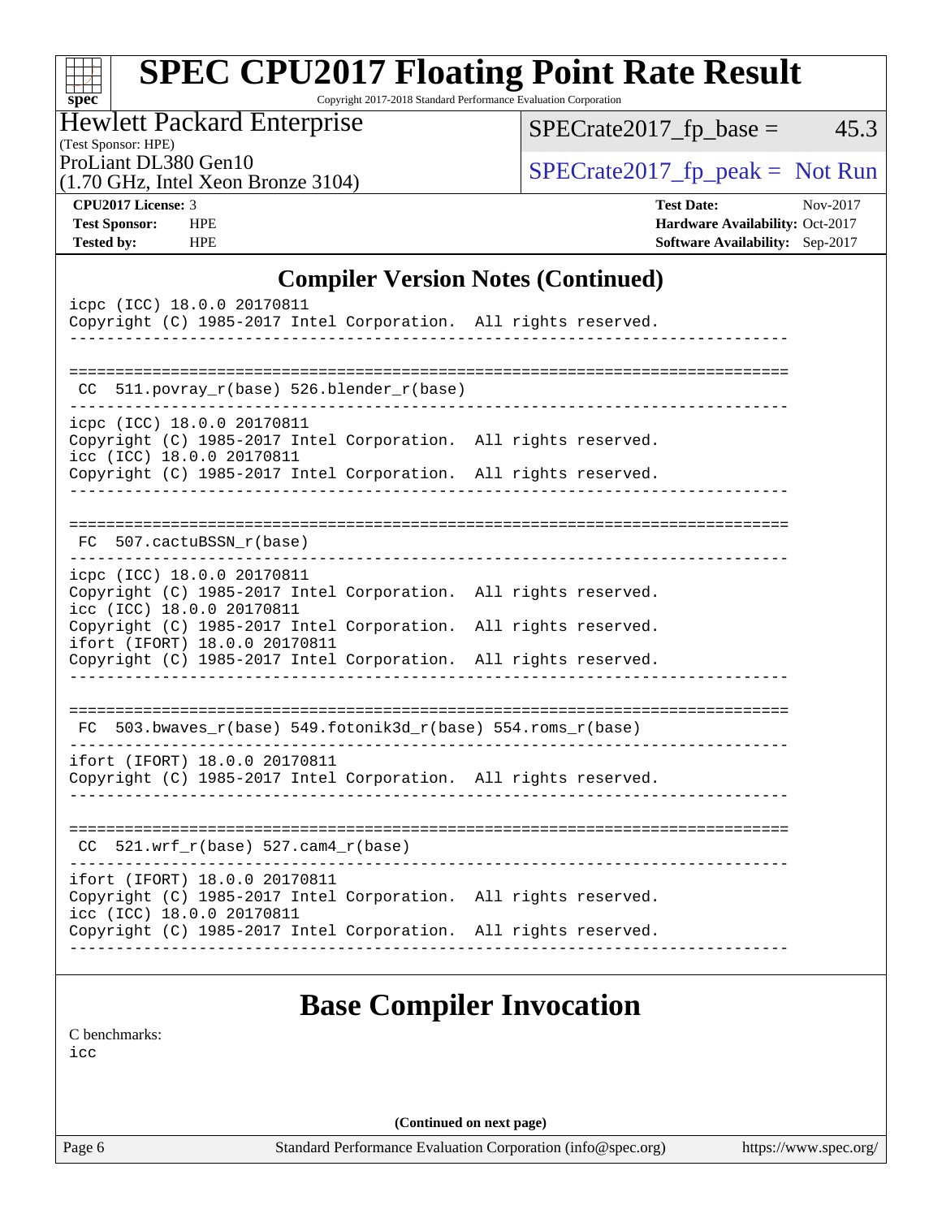# SPEC CPU2017 Floating Point Rate Result

Copyright 2017-2018 Standard Performance Evaluation Corporation

Hewlett Packard Enterprise
(Test Sponsor: HPE)
ProLiant DL380 Gen10
(1.70 GHz, Intel Xeon Bronze 3104)

SPECrate2017_fp_base = 45.3

SPECrate2017_fp_peak = Not Run

**CPU2017 License:** 3
**Test Sponsor:** HPE
**Tested by:** HPE

**Test Date:** Nov-2017
**Hardware Availability:** Oct-2017
**Software Availability:** Sep-2017

## Compiler Version Notes (Continued)

```
icpc (ICC) 18.0.0 20170811
Copyright (C) 1985-2017 Intel Corporation.  All rights reserved.
------------------------------------------------------------------------------

==============================================================================
 CC  511.povray_r(base) 526.blender_r(base)
------------------------------------------------------------------------------
icpc (ICC) 18.0.0 20170811
Copyright (C) 1985-2017 Intel Corporation.  All rights reserved.
icc (ICC) 18.0.0 20170811
Copyright (C) 1985-2017 Intel Corporation.  All rights reserved.
------------------------------------------------------------------------------

==============================================================================
 FC  507.cactuBSSN_r(base)
------------------------------------------------------------------------------
icpc (ICC) 18.0.0 20170811
Copyright (C) 1985-2017 Intel Corporation.  All rights reserved.
icc (ICC) 18.0.0 20170811
Copyright (C) 1985-2017 Intel Corporation.  All rights reserved.
ifort (IFORT) 18.0.0 20170811
Copyright (C) 1985-2017 Intel Corporation.  All rights reserved.
------------------------------------------------------------------------------

==============================================================================
 FC  503.bwaves_r(base) 549.fotonik3d_r(base) 554.roms_r(base)
------------------------------------------------------------------------------
ifort (IFORT) 18.0.0 20170811
Copyright (C) 1985-2017 Intel Corporation.  All rights reserved.
------------------------------------------------------------------------------

==============================================================================
 CC  521.wrf_r(base) 527.cam4_r(base)
------------------------------------------------------------------------------
ifort (IFORT) 18.0.0 20170811
Copyright (C) 1985-2017 Intel Corporation.  All rights reserved.
icc (ICC) 18.0.0 20170811
Copyright (C) 1985-2017 Intel Corporation.  All rights reserved.
------------------------------------------------------------------------------
```

## Base Compiler Invocation

C benchmarks:
icc

**(Continued on next page)**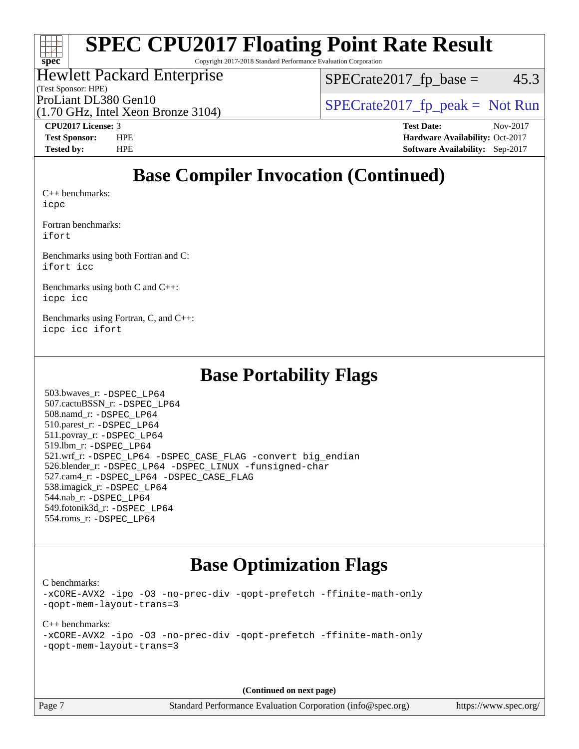# SPEC CPU2017 Floating Point Rate Result

Copyright 2017-2018 Standard Performance Evaluation Corporation

Hewlett Packard Enterprise
(Test Sponsor: HPE)
ProLiant DL380 Gen10
(1.70 GHz, Intel Xeon Bronze 3104)

SPECrate2017_fp_base = 45.3

SPECrate2017_fp_peak = Not Run

**CPU2017 License:** 3
**Test Sponsor:** HPE
**Tested by:** HPE

**Test Date:** Nov-2017
**Hardware Availability:** Oct-2017
**Software Availability:** Sep-2017

## Base Compiler Invocation (Continued)

C++ benchmarks:
`icpc`

Fortran benchmarks:
`ifort`

Benchmarks using both Fortran and C:
`ifort icc`

Benchmarks using both C and C++:
`icpc icc`

Benchmarks using Fortran, C, and C++:
`icpc icc ifort`

## Base Portability Flags

503.bwaves_r: `-DSPEC_LP64`
507.cactuBSSN_r: `-DSPEC_LP64`
508.namd_r: `-DSPEC_LP64`
510.parest_r: `-DSPEC_LP64`
511.povray_r: `-DSPEC_LP64`
519.lbm_r: `-DSPEC_LP64`
521.wrf_r: `-DSPEC_LP64 -DSPEC_CASE_FLAG -convert big_endian`
526.blender_r: `-DSPEC_LP64 -DSPEC_LINUX -funsigned-char`
527.cam4_r: `-DSPEC_LP64 -DSPEC_CASE_FLAG`
538.imagick_r: `-DSPEC_LP64`
544.nab_r: `-DSPEC_LP64`
549.fotonik3d_r: `-DSPEC_LP64`
554.roms_r: `-DSPEC_LP64`

## Base Optimization Flags

C benchmarks:
`-xCORE-AVX2 -ipo -O3 -no-prec-div -qopt-prefetch -ffinite-math-only -qopt-mem-layout-trans=3`

C++ benchmarks:
`-xCORE-AVX2 -ipo -O3 -no-prec-div -qopt-prefetch -ffinite-math-only -qopt-mem-layout-trans=3`

**(Continued on next page)**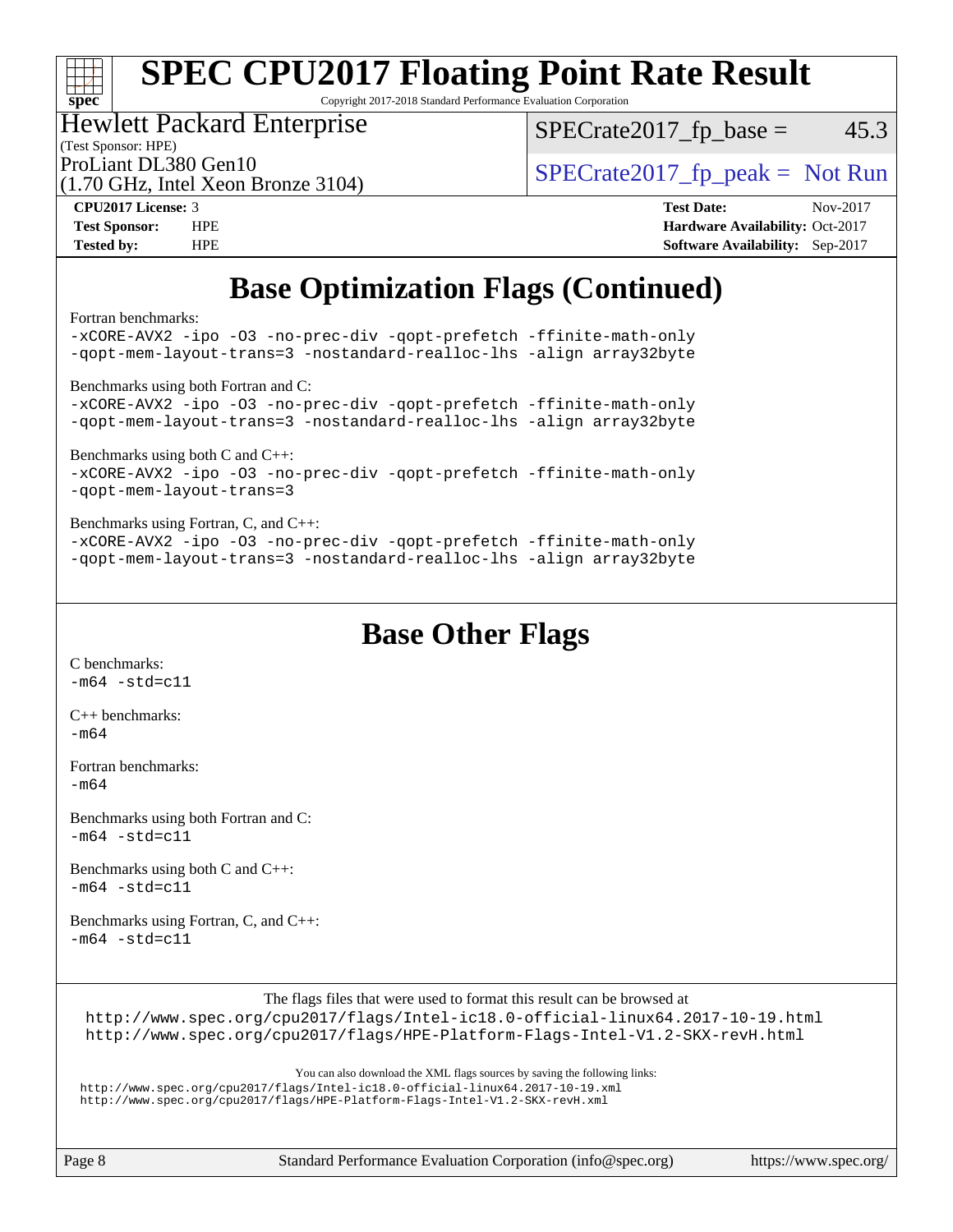# SPEC CPU2017 Floating Point Rate Result

Copyright 2017-2018 Standard Performance Evaluation Corporation

**Hewlett Packard Enterprise**
(Test Sponsor: HPE)
ProLiant DL380 Gen10
(1.70 GHz, Intel Xeon Bronze 3104)

SPECrate2017_fp_base = 45.3

SPECrate2017_fp_peak = Not Run

| | | | |
|---|---|---|---|
| **CPU2017 License:** | 3 | **Test Date:** | Nov-2017 |
| **Test Sponsor:** | HPE | **Hardware Availability:** | Oct-2017 |
| **Tested by:** | HPE | **Software Availability:** | Sep-2017 |

## Base Optimization Flags (Continued)

Fortran benchmarks:
```
-xCORE-AVX2 -ipo -O3 -no-prec-div -qopt-prefetch -ffinite-math-only
-qopt-mem-layout-trans=3 -nostandard-realloc-lhs -align array32byte
```

Benchmarks using both Fortran and C:
```
-xCORE-AVX2 -ipo -O3 -no-prec-div -qopt-prefetch -ffinite-math-only
-qopt-mem-layout-trans=3 -nostandard-realloc-lhs -align array32byte
```

Benchmarks using both C and C++:
```
-xCORE-AVX2 -ipo -O3 -no-prec-div -qopt-prefetch -ffinite-math-only
-qopt-mem-layout-trans=3
```

Benchmarks using Fortran, C, and C++:
```
-xCORE-AVX2 -ipo -O3 -no-prec-div -qopt-prefetch -ffinite-math-only
-qopt-mem-layout-trans=3 -nostandard-realloc-lhs -align array32byte
```

## Base Other Flags

C benchmarks:
```
-m64 -std=c11
```

C++ benchmarks:
```
-m64
```

Fortran benchmarks:
```
-m64
```

Benchmarks using both Fortran and C:
```
-m64 -std=c11
```

Benchmarks using both C and C++:
```
-m64 -std=c11
```

Benchmarks using Fortran, C, and C++:
```
-m64 -std=c11
```

The flags files that were used to format this result can be browsed at
http://www.spec.org/cpu2017/flags/Intel-ic18.0-official-linux64.2017-10-19.html
http://www.spec.org/cpu2017/flags/HPE-Platform-Flags-Intel-V1.2-SKX-revH.html

You can also download the XML flags sources by saving the following links:
http://www.spec.org/cpu2017/flags/Intel-ic18.0-official-linux64.2017-10-19.xml
http://www.spec.org/cpu2017/flags/HPE-Platform-Flags-Intel-V1.2-SKX-revH.xml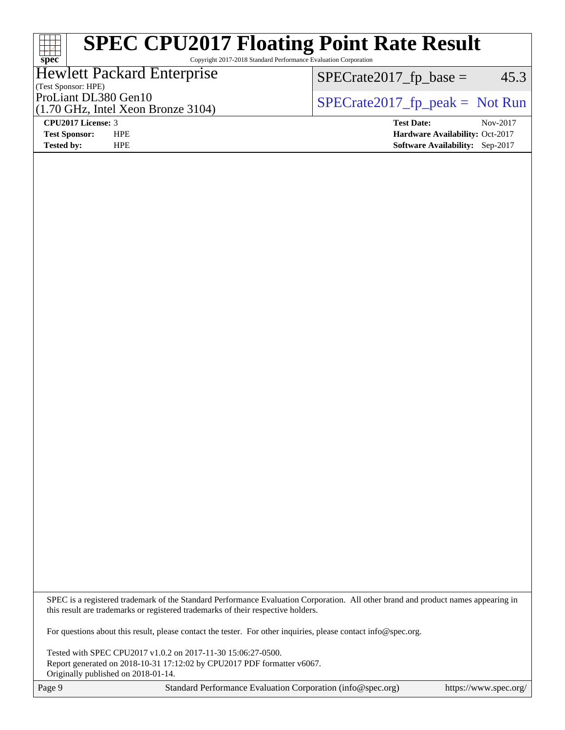SPEC is a registered trademark of the Standard Performance Evaluation Corporation. All other brand and product names appearing in this result are trademarks or registered trademarks of their respective holders.

For questions about this result, please contact the tester. For other inquiries, please contact info@spec.org.

Tested with SPEC CPU2017 v1.0.2 on 2017-11-30 15:06:27-0500.
Report generated on 2018-10-31 17:12:02 by CPU2017 PDF formatter v6067.
Originally published on 2018-01-14.